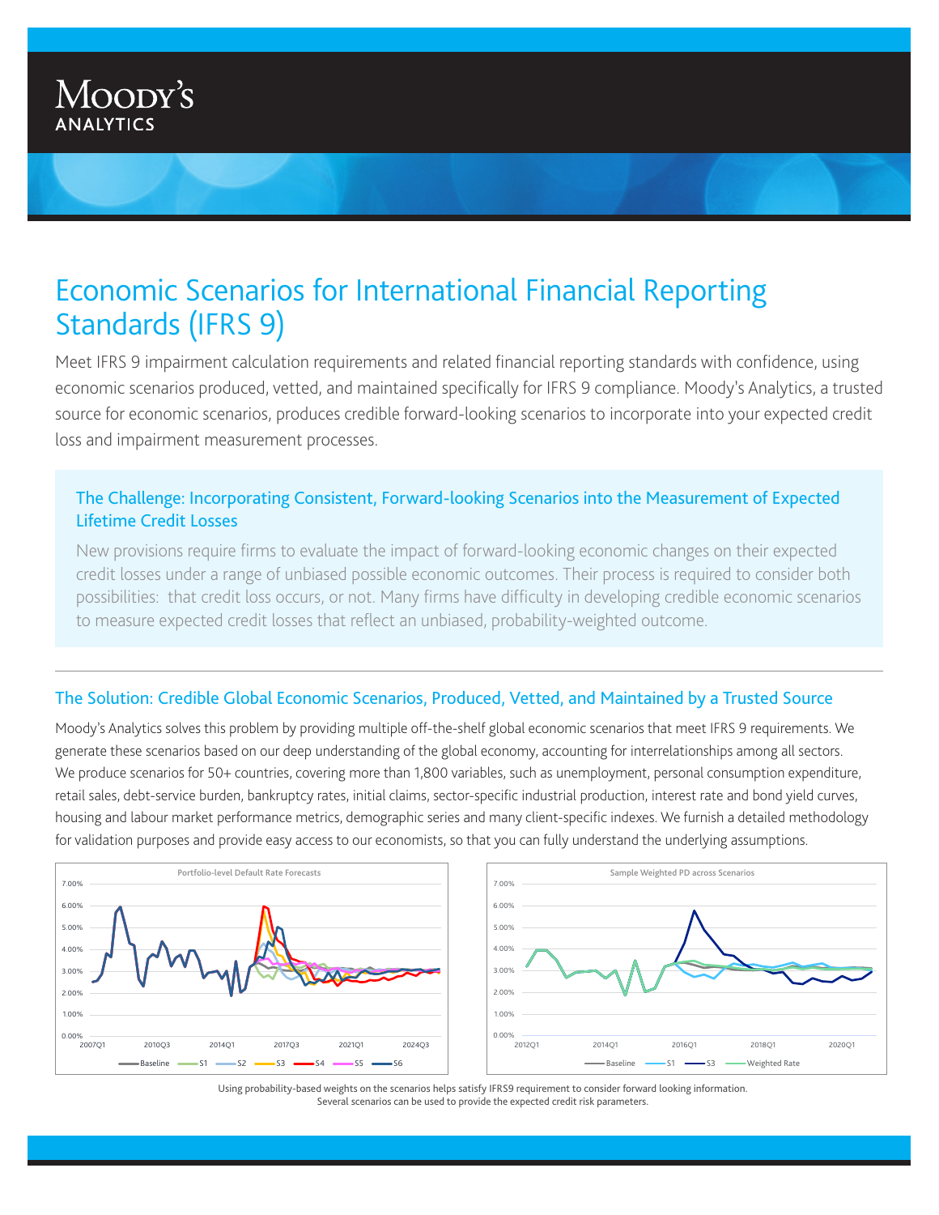# Economic Scenarios for International Financial Reporting Standards (IFRS 9)

Meet IFRS 9 impairment calculation requirements and related financial reporting standards with confidence, using economic scenarios produced, vetted, and maintained specifically for IFRS 9 compliance. Moody's Analytics, a trusted source for economic scenarios, produces credible forward-looking scenarios to incorporate into your expected credit loss and impairment measurement processes.

### The Challenge: Incorporating Consistent, Forward-looking Scenarios into the Measurement of Expected Lifetime Credit Losses

New provisions require firms to evaluate the impact of forward-looking economic changes on their expected credit losses under a range of unbiased possible economic outcomes. Their process is required to consider both possibilities: that credit loss occurs, or not. Many firms have difficulty in developing credible economic scenarios to measure expected credit losses that reflect an unbiased, probability-weighted outcome.

### The Solution: Credible Global Economic Scenarios, Produced, Vetted, and Maintained by a Trusted Source

Moody's Analytics solves this problem by providing multiple off-the-shelf global economic scenarios that meet IFRS 9 requirements. We generate these scenarios based on our deep understanding of the global economy, accounting for interrelationships among all sectors. We produce scenarios for 50+ countries, covering more than 1,800 variables, such as unemployment, personal consumption expenditure, retail sales, debt-service burden, bankruptcy rates, initial claims, sector-specific industrial production, interest rate and bond yield curves, housing and labour market performance metrics, demographic series and many client-specific indexes. We furnish a detailed methodology for validation purposes and provide easy access to our economists, so that you can fully understand the underlying assumptions.

Using probability-based weights on the scenarios helps satisfy IFRS9 requirement to consider forward looking information. Several scenarios can be used to provide the expected credit risk parameters.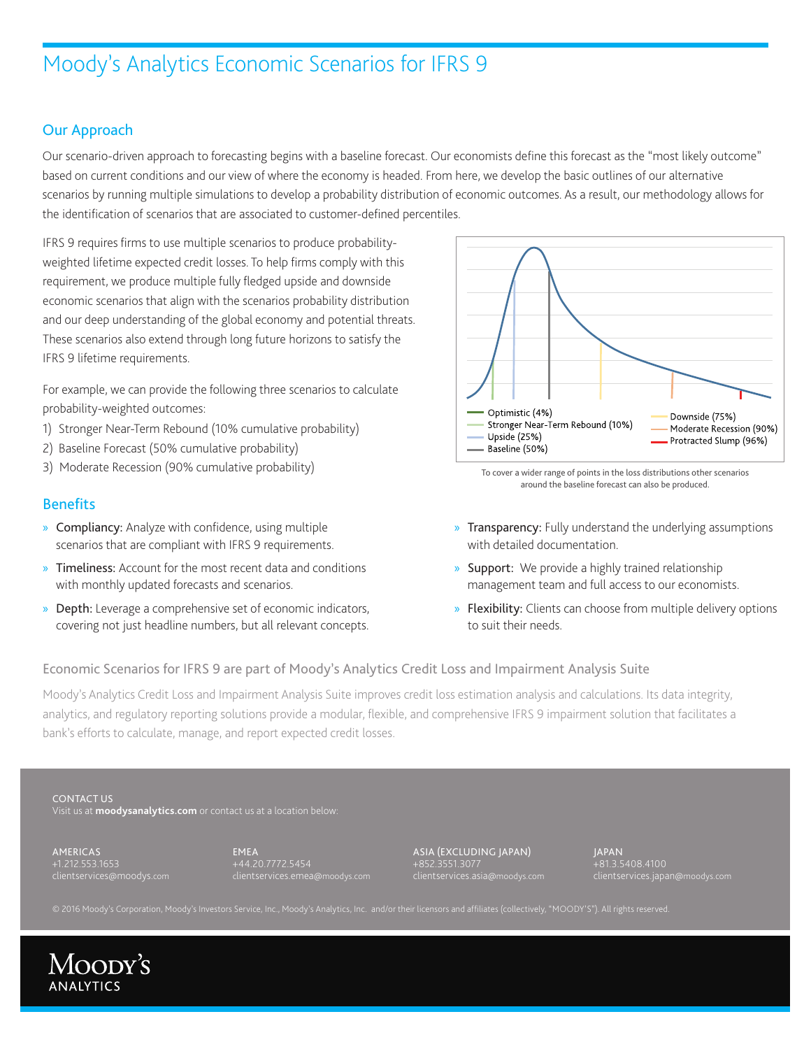# Moody's Analytics Economic Scenarios for IFRS 9

## Our Approach

Our scenario-driven approach to forecasting begins with a baseline forecast. Our economists define this forecast as the "most likely outcome" based on current conditions and our view of where the economy is headed. From here, we develop the basic outlines of our alternative scenarios by running multiple simulations to develop a probability distribution of economic outcomes. As a result, our methodology allows for the identification of scenarios that are associated to customer-defined percentiles.

IFRS 9 requires firms to use multiple scenarios to produce probability-weighted lifetime expected credit losses. To help firms comply with this requirement, we produce multiple fully fledged upside and downside economic scenarios that align with the scenarios probability distribution and our deep understanding of the global economy and potential threats. These scenarios also extend through long future horizons to satisfy the IFRS 9 lifetime requirements.

For example, we can provide the following three scenarios to calculate probability-weighted outcomes:

1) Stronger Near-Term Rebound (10% cumulative probability)
2) Baseline Forecast (50% cumulative probability)
3) Moderate Recession (90% cumulative probability)

Optimistic (4%)
Stronger Near-Term Rebound (10%)
Upside (25%)
Baseline (50%)
Downside (75%)
Moderate Recession (90%)
Protracted Slump (96%)

To cover a wider range of points in the loss distributions other scenarios around the baseline forecast can also be produced.

## Benefits

- **Compliancy:** Analyze with confidence, using multiple scenarios that are compliant with IFRS 9 requirements.
- **Timeliness:** Account for the most recent data and conditions with monthly updated forecasts and scenarios.
- **Depth:** Leverage a comprehensive set of economic indicators, covering not just headline numbers, but all relevant concepts.
- **Transparency:** Fully understand the underlying assumptions with detailed documentation.
- **Support:** We provide a highly trained relationship management team and full access to our economists.
- **Flexibility:** Clients can choose from multiple delivery options to suit their needs.

### Economic Scenarios for IFRS 9 are part of Moody's Analytics Credit Loss and Impairment Analysis Suite

Moody's Analytics Credit Loss and Impairment Analysis Suite improves credit loss estimation analysis and calculations. Its data integrity, analytics, and regulatory reporting solutions provide a modular, flexible, and comprehensive IFRS 9 impairment solution that facilitates a bank's efforts to calculate, manage, and report expected credit losses.

CONTACT US
Visit us at **moodysanalytics.com** or contact us at a location below:

AMERICAS
+1.212.553.1653
clientservices@moodys.com

EMEA
+44.20.7772.5454
clientservices.emea@moodys.com

ASIA (EXCLUDING JAPAN)
+852.3551.3077
clientservices.asia@moodys.com

JAPAN
+81.3.5408.4100
clientservices.japan@moodys.com

© 2016 Moody's Corporation, Moody's Investors Service, Inc., Moody's Analytics, Inc. and/or their licensors and affiliates (collectively, "MOODY'S"). All rights reserved.

Moody's
ANALYTICS